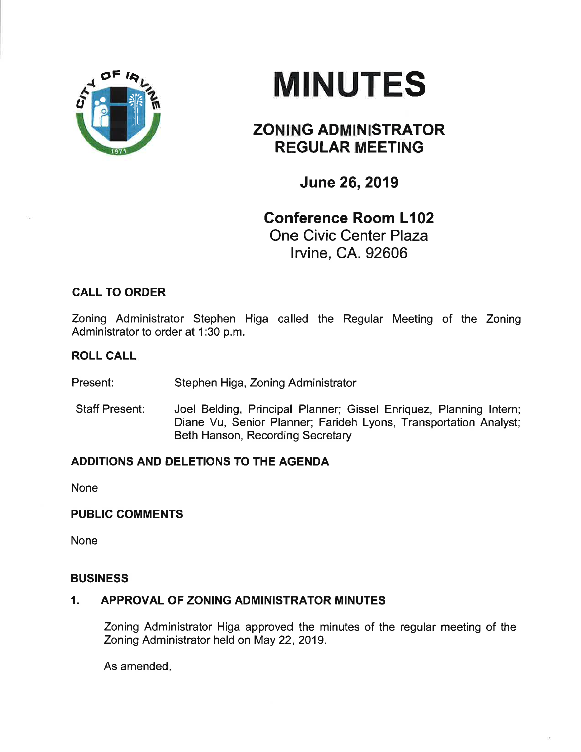# MINUTES

## ZONING ADMINISTRATOR REGULAR MEETING

### June 26, 2019

**Conference Room L102**
One Civic Center Plaza
Irvine, CA. 92606

**CALL TO ORDER**

Zoning Administrator Stephen Higa called the Regular Meeting of the Zoning Administrator to order at 1:30 p.m.

**ROLL CALL**

Present: Stephen Higa, Zoning Administrator

Staff Present: Joel Belding, Principal Planner; Gissel Enriquez, Planning Intern; Diane Vu, Senior Planner; Farideh Lyons, Transportation Analyst; Beth Hanson, Recording Secretary

**ADDITIONS AND DELETIONS TO THE AGENDA**

None

**PUBLIC COMMENTS**

None

**BUSINESS**

**1. APPROVAL OF ZONING ADMINISTRATOR MINUTES**

Zoning Administrator Higa approved the minutes of the regular meeting of the Zoning Administrator held on May 22, 2019.

As amended.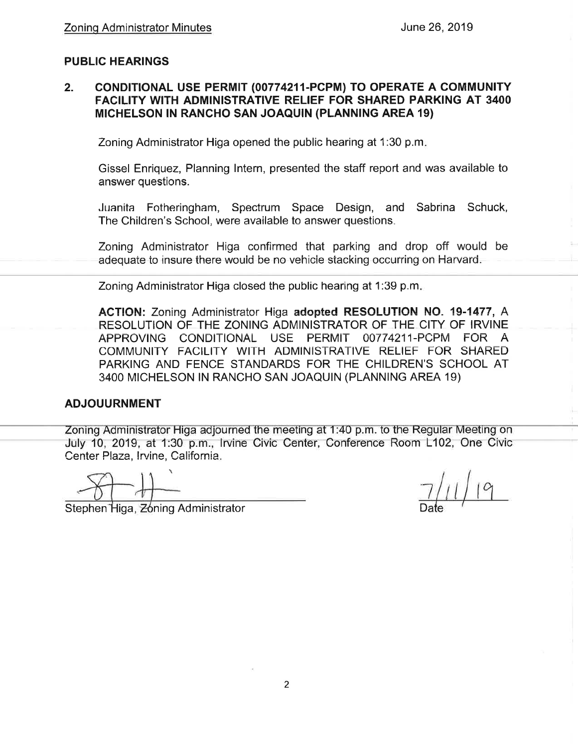## PUBLIC HEARINGS

### 2. CONDITIONAL USE PERMIT (00774211-PCPM) TO OPERATE A COMMUNITY FACILITY WITH ADMINISTRATIVE RELIEF FOR SHARED PARKING AT 3400 MICHELSON IN RANCHO SAN JOAQUIN (PLANNING AREA 19)

Zoning Administrator Higa opened the public hearing at 1:30 p.m.

Gissel Enriquez, Planning Intern, presented the staff report and was available to answer questions.

Juanita Fotheringham, Spectrum Space Design, and Sabrina Schuck, The Children's School, were available to answer questions.

Zoning Administrator Higa confirmed that parking and drop off would be adequate to insure there would be no vehicle stacking occurring on Harvard.

Zoning Administrator Higa closed the public hearing at 1:39 p.m.

**ACTION:** Zoning Administrator Higa **adopted RESOLUTION NO. 19-1477,** A RESOLUTION OF THE ZONING ADMINISTRATOR OF THE CITY OF IRVINE APPROVING CONDITIONAL USE PERMIT 00774211-PCPM FOR A COMMUNITY FACILITY WITH ADMINISTRATIVE RELIEF FOR SHARED PARKING AND FENCE STANDARDS FOR THE CHILDREN'S SCHOOL AT 3400 MICHELSON IN RANCHO SAN JOAQUIN (PLANNING AREA 19)

## ADJOUURNMENT

Zoning Administrator Higa adjourned the meeting at 1:40 p.m. to the Regular Meeting on July 10, 2019, at 1:30 p.m., Irvine Civic Center, Conference Room L102, One Civic Center Plaza, Irvine, California.

Stephen Higa, Zoning Administrator

7/11/19
Date